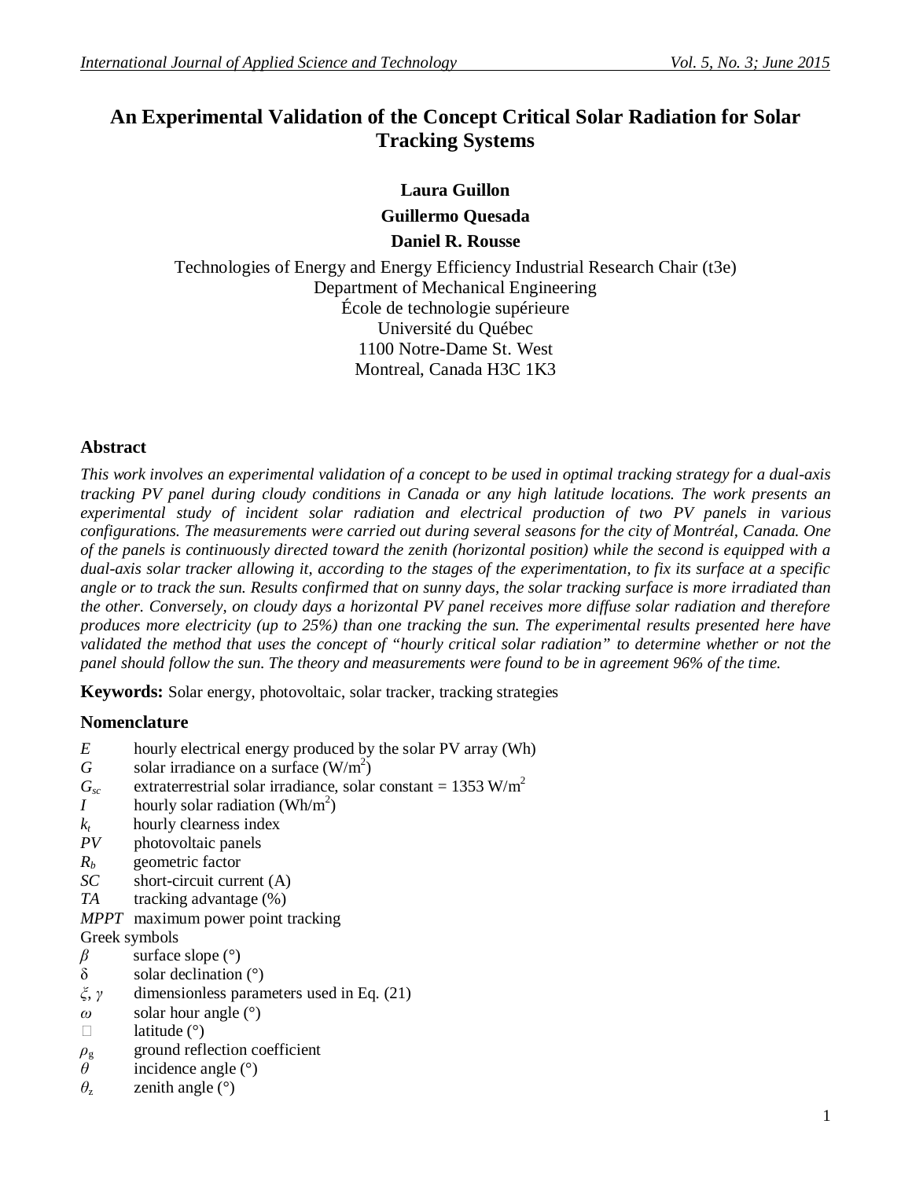# An Experimental Validation of the Concept Critical Solar Radiation for Solar Tracking Systems

**Laura Guillon**

**Guillermo Quesada**

**Daniel R. Rousse**

Technologies of Energy and Energy Efficiency Industrial Research Chair (t3e)
Department of Mechanical Engineering
École de technologie supérieure
Université du Québec
1100 Notre-Dame St. West
Montreal, Canada H3C 1K3

## Abstract

*This work involves an experimental validation of a concept to be used in optimal tracking strategy for a dual-axis tracking PV panel during cloudy conditions in Canada or any high latitude locations. The work presents an experimental study of incident solar radiation and electrical production of two PV panels in various configurations. The measurements were carried out during several seasons for the city of Montréal, Canada. One of the panels is continuously directed toward the zenith (horizontal position) while the second is equipped with a dual-axis solar tracker allowing it, according to the stages of the experimentation, to fix its surface at a specific angle or to track the sun. Results confirmed that on sunny days, the solar tracking surface is more irradiated than the other. Conversely, on cloudy days a horizontal PV panel receives more diffuse solar radiation and therefore produces more electricity (up to 25%) than one tracking the sun. The experimental results presented here have validated the method that uses the concept of "hourly critical solar radiation" to determine whether or not the panel should follow the sun. The theory and measurements were found to be in agreement 96% of the time.*

**Keywords:** Solar energy, photovoltaic, solar tracker, tracking strategies

## Nomenclature

| | |
|---|---|
| $E$ | hourly electrical energy produced by the solar PV array (Wh) |
| $G$ | solar irradiance on a surface (W/m$^2$) |
| $G_{sc}$ | extraterrestrial solar irradiance, solar constant = 1353 W/m$^2$ |
| $I$ | hourly solar radiation (Wh/m$^2$) |
| $k_t$ | hourly clearness index |
| $PV$ | photovoltaic panels |
| $R_b$ | geometric factor |
| $SC$ | short-circuit current (A) |
| $TA$ | tracking advantage (%) |
| $MPPT$ | maximum power point tracking |

Greek symbols

| | |
|---|---|
| $\beta$ | surface slope (°) |
| $\delta$ | solar declination (°) |
| $\xi$, $\gamma$ | dimensionless parameters used in Eq. (21) |
| $\omega$ | solar hour angle (°) |
| $\phi$ | latitude (°) |
| $\rho_g$ | ground reflection coefficient |
| $\theta$ | incidence angle (°) |
| $\theta_z$ | zenith angle (°) |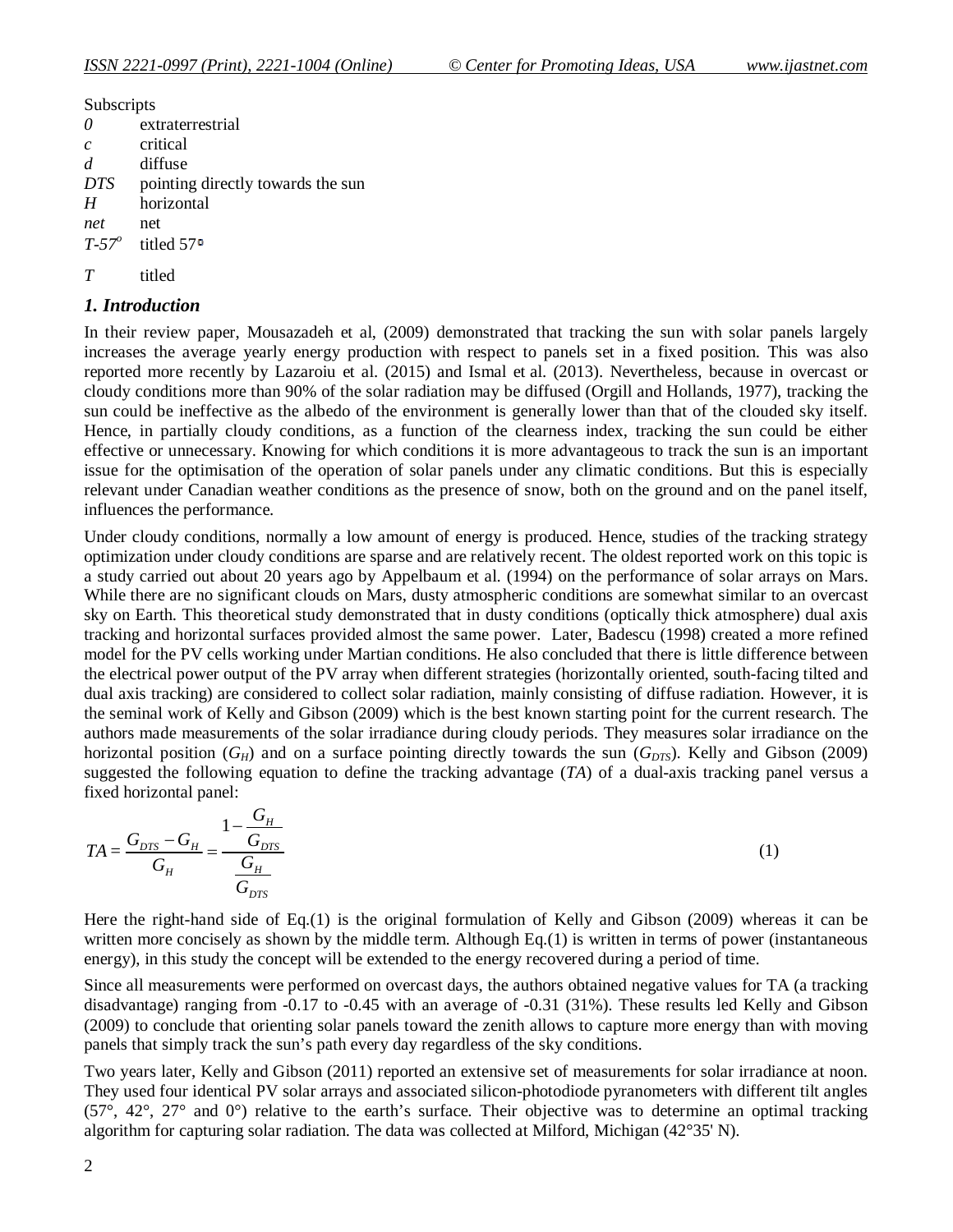Subscripts

| | |
|---|---|
| *0* | extraterrestrial |
| *c* | critical |
| *d* | diffuse |
| *DTS* | pointing directly towards the sun |
| *H* | horizontal |
| *net* | net |
| *T-57°* | titled 57° |
| *T* | titled |

## 1. Introduction

In their review paper, Mousazadeh et al, (2009) demonstrated that tracking the sun with solar panels largely increases the average yearly energy production with respect to panels set in a fixed position. This was also reported more recently by Lazaroiu et al. (2015) and Ismal et al. (2013). Nevertheless, because in overcast or cloudy conditions more than 90% of the solar radiation may be diffused (Orgill and Hollands, 1977), tracking the sun could be ineffective as the albedo of the environment is generally lower than that of the clouded sky itself. Hence, in partially cloudy conditions, as a function of the clearness index, tracking the sun could be either effective or unnecessary. Knowing for which conditions it is more advantageous to track the sun is an important issue for the optimisation of the operation of solar panels under any climatic conditions. But this is especially relevant under Canadian weather conditions as the presence of snow, both on the ground and on the panel itself, influences the performance.

Under cloudy conditions, normally a low amount of energy is produced. Hence, studies of the tracking strategy optimization under cloudy conditions are sparse and are relatively recent. The oldest reported work on this topic is a study carried out about 20 years ago by Appelbaum et al. (1994) on the performance of solar arrays on Mars. While there are no significant clouds on Mars, dusty atmospheric conditions are somewhat similar to an overcast sky on Earth. This theoretical study demonstrated that in dusty conditions (optically thick atmosphere) dual axis tracking and horizontal surfaces provided almost the same power. Later, Badescu (1998) created a more refined model for the PV cells working under Martian conditions. He also concluded that there is little difference between the electrical power output of the PV array when different strategies (horizontally oriented, south-facing tilted and dual axis tracking) are considered to collect solar radiation, mainly consisting of diffuse radiation. However, it is the seminal work of Kelly and Gibson (2009) which is the best known starting point for the current research. The authors made measurements of the solar irradiance during cloudy periods. They measures solar irradiance on the horizontal position ($G_H$) and on a surface pointing directly towards the sun ($G_{DTS}$). Kelly and Gibson (2009) suggested the following equation to define the tracking advantage (*TA*) of a dual-axis tracking panel versus a fixed horizontal panel:

$$TA = \frac{G_{DTS} - G_H}{G_H} = \frac{1 - \dfrac{G_H}{G_{DTS}}}{\dfrac{G_H}{G_{DTS}}} \qquad (1)$$

Here the right-hand side of Eq.(1) is the original formulation of Kelly and Gibson (2009) whereas it can be written more concisely as shown by the middle term. Although Eq.(1) is written in terms of power (instantaneous energy), in this study the concept will be extended to the energy recovered during a period of time.

Since all measurements were performed on overcast days, the authors obtained negative values for TA (a tracking disadvantage) ranging from -0.17 to -0.45 with an average of -0.31 (31%). These results led Kelly and Gibson (2009) to conclude that orienting solar panels toward the zenith allows to capture more energy than with moving panels that simply track the sun's path every day regardless of the sky conditions.

Two years later, Kelly and Gibson (2011) reported an extensive set of measurements for solar irradiance at noon. They used four identical PV solar arrays and associated silicon-photodiode pyranometers with different tilt angles (57°, 42°, 27° and 0°) relative to the earth's surface. Their objective was to determine an optimal tracking algorithm for capturing solar radiation. The data was collected at Milford, Michigan (42°35' N).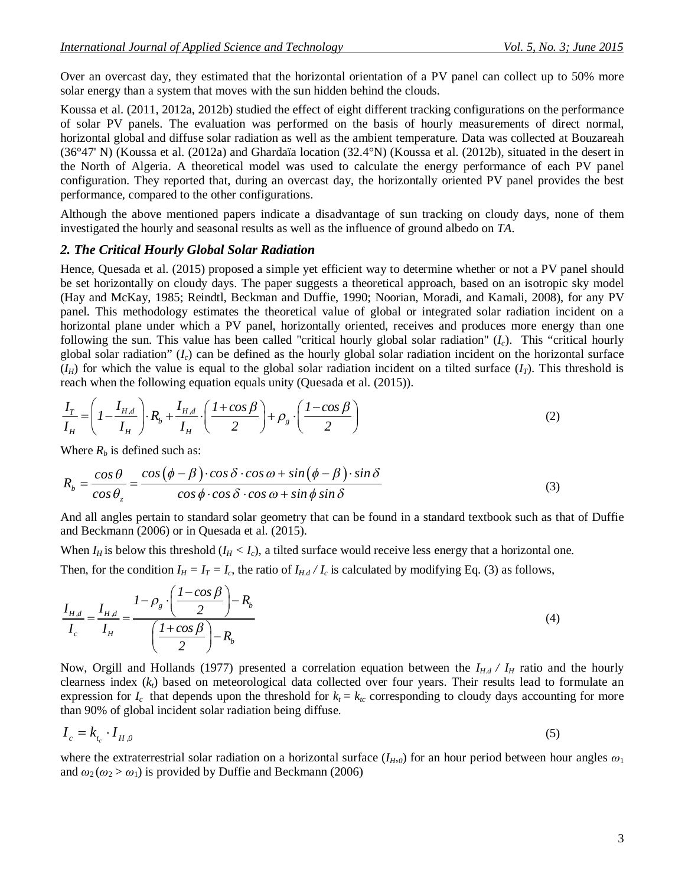Over an overcast day, they estimated that the horizontal orientation of a PV panel can collect up to 50% more solar energy than a system that moves with the sun hidden behind the clouds.

Koussa et al. (2011, 2012a, 2012b) studied the effect of eight different tracking configurations on the performance of solar PV panels. The evaluation was performed on the basis of hourly measurements of direct normal, horizontal global and diffuse solar radiation as well as the ambient temperature. Data was collected at Bouzareah (36°47' N) (Koussa et al. (2012a) and Ghardaïa location (32.4°N) (Koussa et al. (2012b), situated in the desert in the North of Algeria. A theoretical model was used to calculate the energy performance of each PV panel configuration. They reported that, during an overcast day, the horizontally oriented PV panel provides the best performance, compared to the other configurations.

Although the above mentioned papers indicate a disadvantage of sun tracking on cloudy days, none of them investigated the hourly and seasonal results as well as the influence of ground albedo on *TA*.

## *2. The Critical Hourly Global Solar Radiation*

Hence, Quesada et al. (2015) proposed a simple yet efficient way to determine whether or not a PV panel should be set horizontally on cloudy days. The paper suggests a theoretical approach, based on an isotropic sky model (Hay and McKay, 1985; Reindtl, Beckman and Duffie, 1990; Noorian, Moradi, and Kamali, 2008), for any PV panel. This methodology estimates the theoretical value of global or integrated solar radiation incident on a horizontal plane under which a PV panel, horizontally oriented, receives and produces more energy than one following the sun. This value has been called "critical hourly global solar radiation" ($I_c$). This "critical hourly global solar radiation" ($I_c$) can be defined as the hourly global solar radiation incident on the horizontal surface ($I_H$) for which the value is equal to the global solar radiation incident on a tilted surface ($I_T$). This threshold is reach when the following equation equals unity (Quesada et al. (2015)).

$$\frac{I_T}{I_H} = \left(1 - \frac{I_{H,d}}{I_H}\right) \cdot R_b + \frac{I_{H,d}}{I_H} \cdot \left(\frac{1+\cos\beta}{2}\right) + \rho_g \cdot \left(\frac{1-\cos\beta}{2}\right) \tag{2}$$

Where $R_b$ is defined such as:

$$R_b = \frac{\cos\theta}{\cos\theta_z} = \frac{\cos(\phi-\beta)\cdot\cos\delta\cdot\cos\omega + \sin(\phi-\beta)\cdot\sin\delta}{\cos\phi\cdot\cos\delta\cdot\cos\omega + \sin\phi\sin\delta} \tag{3}$$

And all angles pertain to standard solar geometry that can be found in a standard textbook such as that of Duffie and Beckmann (2006) or in Quesada et al. (2015).

When $I_H$ is below this threshold ($I_H < I_c$), a tilted surface would receive less energy that a horizontal one.

Then, for the condition $I_H = I_T = I_c$, the ratio of $I_{H.d} / I_c$ is calculated by modifying Eq. (3) as follows,

$$\frac{I_{H,d}}{I_c} = \frac{I_{H,d}}{I_H} = \frac{1 - \rho_g \cdot \left(\frac{1-\cos\beta}{2}\right) - R_b}{\left(\frac{1+\cos\beta}{2}\right) - R_b} \tag{4}$$

Now, Orgill and Hollands (1977) presented a correlation equation between the $I_{H.d} / I_H$ ratio and the hourly clearness index ($k_t$) based on meteorological data collected over four years. Their results lead to formulate an expression for $I_c$ that depends upon the threshold for $k_t = k_{tc}$ corresponding to cloudy days accounting for more than 90% of global incident solar radiation being diffuse.

$$I_c = k_{t_c} \cdot I_{H,0} \tag{5}$$

where the extraterrestrial solar radiation on a horizontal surface ($I_{H,0}$) for an hour period between hour angles $\omega_1$ and $\omega_2$ ($\omega_2 > \omega_1$) is provided by Duffie and Beckmann (2006)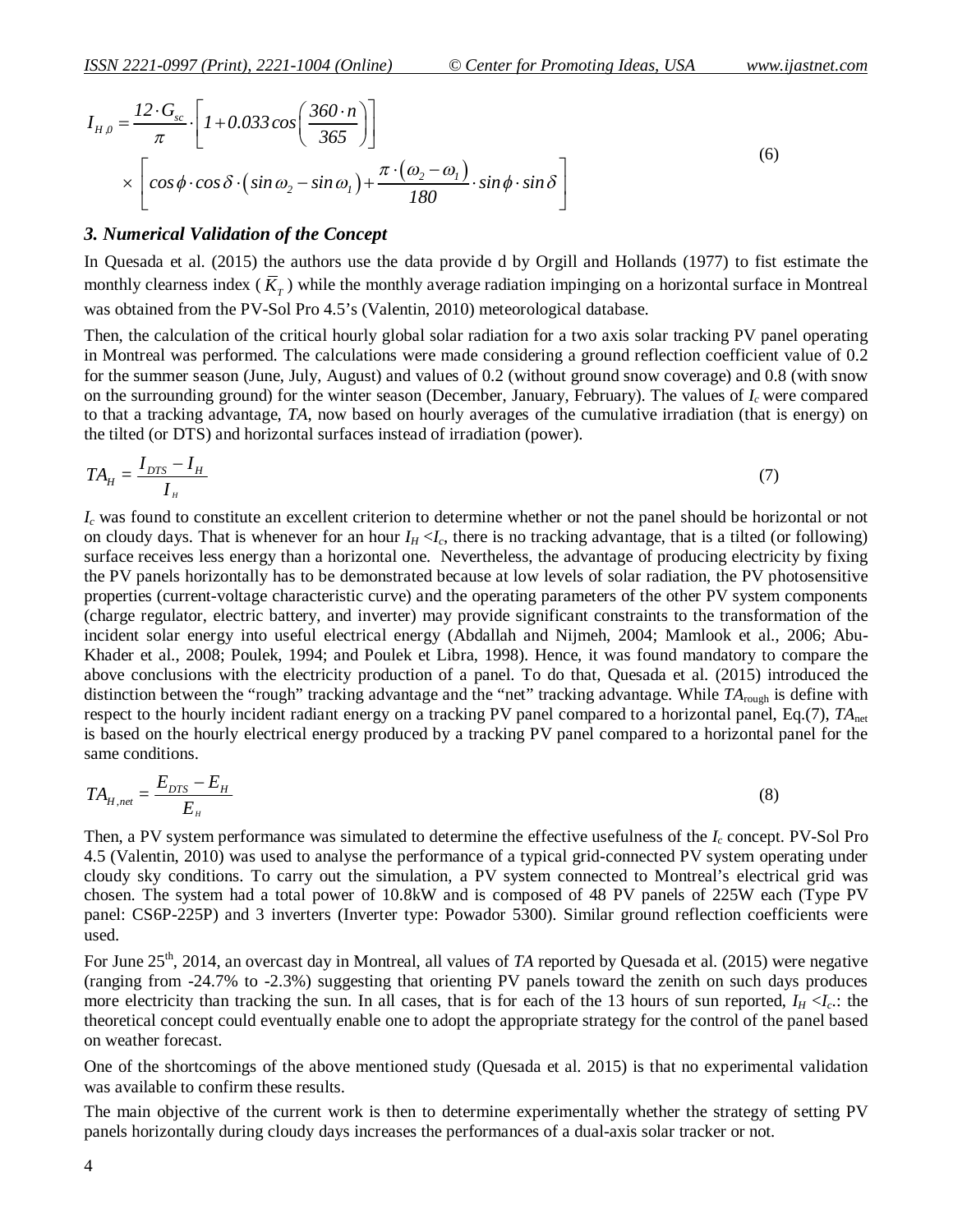$$I_{H,0} = \frac{12 \cdot G_{sc}}{\pi} \cdot \left[ 1 + 0.033 \cos\left( \frac{360 \cdot n}{365} \right) \right] \times \left[ \cos\phi \cdot \cos\delta \cdot \left( \sin\omega_2 - \sin\omega_1 \right) + \frac{\pi \cdot \left( \omega_2 - \omega_1 \right)}{180} \cdot \sin\phi \cdot \sin\delta \right] \tag{6}$$

### *3. Numerical Validation of the Concept*

In Quesada et al. (2015) the authors use the data provide d by Orgill and Hollands (1977) to fist estimate the monthly clearness index ( $\bar{K}_T$ ) while the monthly average radiation impinging on a horizontal surface in Montreal was obtained from the PV-Sol Pro 4.5's (Valentin, 2010) meteorological database.

Then, the calculation of the critical hourly global solar radiation for a two axis solar tracking PV panel operating in Montreal was performed. The calculations were made considering a ground reflection coefficient value of 0.2 for the summer season (June, July, August) and values of 0.2 (without ground snow coverage) and 0.8 (with snow on the surrounding ground) for the winter season (December, January, February). The values of $I_c$ were compared to that a tracking advantage, *TA*, now based on hourly averages of the cumulative irradiation (that is energy) on the tilted (or DTS) and horizontal surfaces instead of irradiation (power).

$$TA_H = \frac{I_{DTS} - I_H}{I_H} \tag{7}$$

$I_c$ was found to constitute an excellent criterion to determine whether or not the panel should be horizontal or not on cloudy days. That is whenever for an hour $I_H < I_c$, there is no tracking advantage, that is a tilted (or following) surface receives less energy than a horizontal one. Nevertheless, the advantage of producing electricity by fixing the PV panels horizontally has to be demonstrated because at low levels of solar radiation, the PV photosensitive properties (current-voltage characteristic curve) and the operating parameters of the other PV system components (charge regulator, electric battery, and inverter) may provide significant constraints to the transformation of the incident solar energy into useful electrical energy (Abdallah and Nijmeh, 2004; Mamlook et al., 2006; Abu-Khader et al., 2008; Poulek, 1994; and Poulek et Libra, 1998). Hence, it was found mandatory to compare the above conclusions with the electricity production of a panel. To do that, Quesada et al. (2015) introduced the distinction between the "rough" tracking advantage and the "net" tracking advantage. While $TA_{\text{rough}}$ is define with respect to the hourly incident radiant energy on a tracking PV panel compared to a horizontal panel, Eq.(7), $TA_{\text{net}}$ is based on the hourly electrical energy produced by a tracking PV panel compared to a horizontal panel for the same conditions.

$$TA_{H,net} = \frac{E_{DTS} - E_H}{E_H} \tag{8}$$

Then, a PV system performance was simulated to determine the effective usefulness of the $I_c$ concept. PV-Sol Pro 4.5 (Valentin, 2010) was used to analyse the performance of a typical grid-connected PV system operating under cloudy sky conditions. To carry out the simulation, a PV system connected to Montreal's electrical grid was chosen. The system had a total power of 10.8kW and is composed of 48 PV panels of 225W each (Type PV panel: CS6P-225P) and 3 inverters (Inverter type: Powador 5300). Similar ground reflection coefficients were used.

For June 25th, 2014, an overcast day in Montreal, all values of *TA* reported by Quesada et al. (2015) were negative (ranging from -24.7% to -2.3%) suggesting that orienting PV panels toward the zenith on such days produces more electricity than tracking the sun. In all cases, that is for each of the 13 hours of sun reported, $I_H < I_c$.: the theoretical concept could eventually enable one to adopt the appropriate strategy for the control of the panel based on weather forecast.

One of the shortcomings of the above mentioned study (Quesada et al. 2015) is that no experimental validation was available to confirm these results.

The main objective of the current work is then to determine experimentally whether the strategy of setting PV panels horizontally during cloudy days increases the performances of a dual-axis solar tracker or not.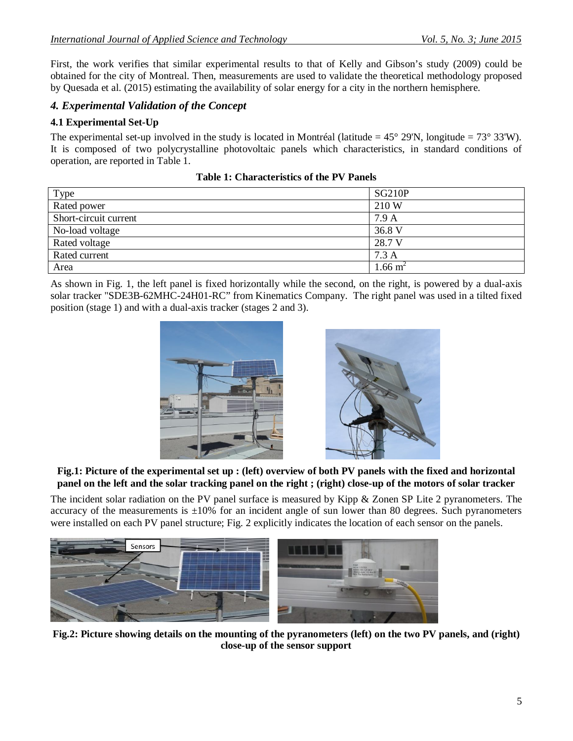First, the work verifies that similar experimental results to that of Kelly and Gibson's study (2009) could be obtained for the city of Montreal. Then, measurements are used to validate the theoretical methodology proposed by Quesada et al. (2015) estimating the availability of solar energy for a city in the northern hemisphere.

### *4. Experimental Validation of the Concept*

#### 4.1 Experimental Set-Up

The experimental set-up involved in the study is located in Montréal (latitude = 45° 29'N, longitude = 73° 33'W). It is composed of two polycrystalline photovoltaic panels which characteristics, in standard conditions of operation, are reported in Table 1.

**Table 1: Characteristics of the PV Panels**

| Type | SG210P |
|---|---|
| Rated power | 210 W |
| Short-circuit current | 7.9 A |
| No-load voltage | 36.8 V |
| Rated voltage | 28.7 V |
| Rated current | 7.3 A |
| Area | 1.66 $m^2$ |

As shown in Fig. 1, the left panel is fixed horizontally while the second, on the right, is powered by a dual-axis solar tracker "SDE3B-62MHC-24H01-RC" from Kinematics Company. The right panel was used in a tilted fixed position (stage 1) and with a dual-axis tracker (stages 2 and 3).

**Fig.1: Picture of the experimental set up : (left) overview of both PV panels with the fixed and horizontal panel on the left and the solar tracking panel on the right ; (right) close-up of the motors of solar tracker**

The incident solar radiation on the PV panel surface is measured by Kipp & Zonen SP Lite 2 pyranometers. The accuracy of the measurements is ±10% for an incident angle of sun lower than 80 degrees. Such pyranometers were installed on each PV panel structure; Fig. 2 explicitly indicates the location of each sensor on the panels.

**Fig.2: Picture showing details on the mounting of the pyranometers (left) on the two PV panels, and (right) close-up of the sensor support**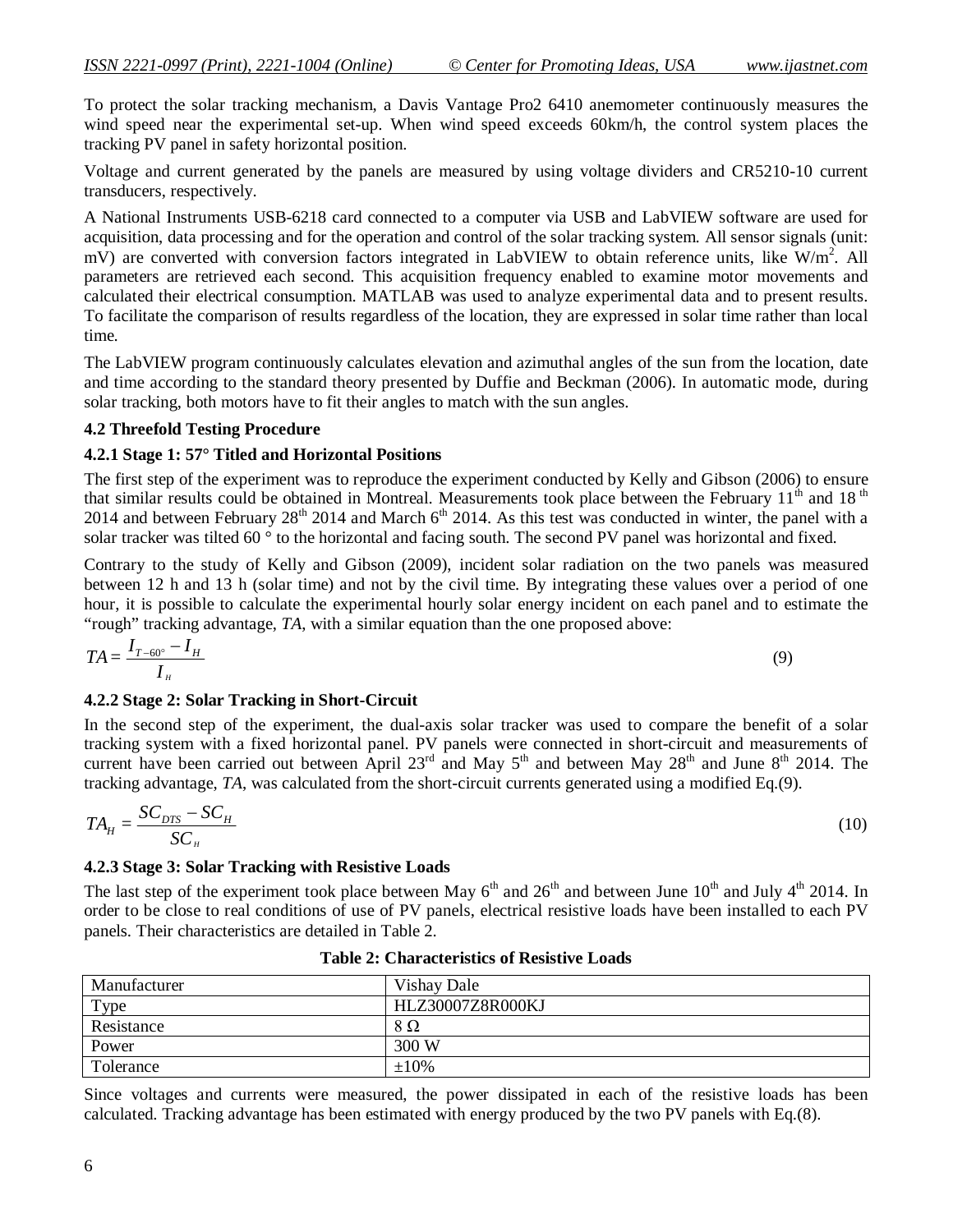To protect the solar tracking mechanism, a Davis Vantage Pro2 6410 anemometer continuously measures the wind speed near the experimental set-up. When wind speed exceeds 60km/h, the control system places the tracking PV panel in safety horizontal position.

Voltage and current generated by the panels are measured by using voltage dividers and CR5210-10 current transducers, respectively.

A National Instruments USB-6218 card connected to a computer via USB and LabVIEW software are used for acquisition, data processing and for the operation and control of the solar tracking system. All sensor signals (unit: mV) are converted with conversion factors integrated in LabVIEW to obtain reference units, like $W/m^2$. All parameters are retrieved each second. This acquisition frequency enabled to examine motor movements and calculated their electrical consumption. MATLAB was used to analyze experimental data and to present results. To facilitate the comparison of results regardless of the location, they are expressed in solar time rather than local time.

The LabVIEW program continuously calculates elevation and azimuthal angles of the sun from the location, date and time according to the standard theory presented by Duffie and Beckman (2006). In automatic mode, during solar tracking, both motors have to fit their angles to match with the sun angles.

### 4.2 Threefold Testing Procedure

#### 4.2.1 Stage 1: 57° Titled and Horizontal Positions

The first step of the experiment was to reproduce the experiment conducted by Kelly and Gibson (2006) to ensure that similar results could be obtained in Montreal. Measurements took place between the February 11th and 18th 2014 and between February 28th 2014 and March 6th 2014. As this test was conducted in winter, the panel with a solar tracker was tilted 60 ° to the horizontal and facing south. The second PV panel was horizontal and fixed.

Contrary to the study of Kelly and Gibson (2009), incident solar radiation on the two panels was measured between 12 h and 13 h (solar time) and not by the civil time. By integrating these values over a period of one hour, it is possible to calculate the experimental hourly solar energy incident on each panel and to estimate the "rough" tracking advantage, *TA*, with a similar equation than the one proposed above:

$$TA = \frac{I_{T-60^{\circ}} - I_H}{I_H} \tag{9}$$

#### 4.2.2 Stage 2: Solar Tracking in Short-Circuit

In the second step of the experiment, the dual-axis solar tracker was used to compare the benefit of a solar tracking system with a fixed horizontal panel. PV panels were connected in short-circuit and measurements of current have been carried out between April 23rd and May 5th and between May 28th and June 8th 2014. The tracking advantage, *TA*, was calculated from the short-circuit currents generated using a modified Eq.(9).

$$TA_H = \frac{SC_{DTS} - SC_H}{SC_H} \tag{10}$$

#### 4.2.3 Stage 3: Solar Tracking with Resistive Loads

The last step of the experiment took place between May 6th and 26th and between June 10th and July 4th 2014. In order to be close to real conditions of use of PV panels, electrical resistive loads have been installed to each PV panels. Their characteristics are detailed in Table 2.

**Table 2: Characteristics of Resistive Loads**

| Manufacturer | Vishay Dale |
|---|---|
| Type | HLZ30007Z8R000KJ |
| Resistance | 8 Ω |
| Power | 300 W |
| Tolerance | ±10% |

Since voltages and currents were measured, the power dissipated in each of the resistive loads has been calculated. Tracking advantage has been estimated with energy produced by the two PV panels with Eq.(8).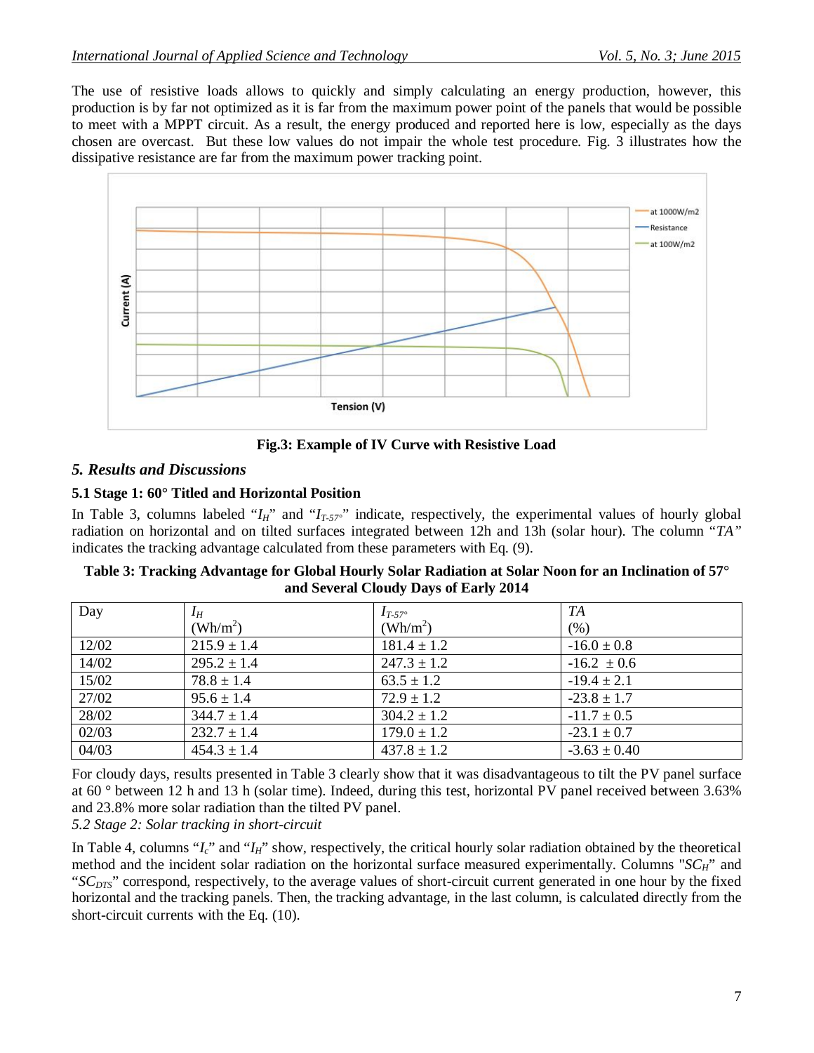The use of resistive loads allows to quickly and simply calculating an energy production, however, this production is by far not optimized as it is far from the maximum power point of the panels that would be possible to meet with a MPPT circuit. As a result, the energy produced and reported here is low, especially as the days chosen are overcast. But these low values do not impair the whole test procedure. Fig. 3 illustrates how the dissipative resistance are far from the maximum power tracking point.

**Fig.3: Example of IV Curve with Resistive Load**

## *5. Results and Discussions*

### 5.1 Stage 1: 60° Titled and Horizontal Position

In Table 3, columns labeled "$I_H$" and "$I_{T\text{-}57°}$" indicate, respectively, the experimental values of hourly global radiation on horizontal and on tilted surfaces integrated between 12h and 13h (solar hour). The column "*TA*" indicates the tracking advantage calculated from these parameters with Eq. (9).

**Table 3: Tracking Advantage for Global Hourly Solar Radiation at Solar Noon for an Inclination of 57° and Several Cloudy Days of Early 2014**

| Day | $I_H$ ($Wh/m^2$) | $I_{T\text{-}57°}$ ($Wh/m^2$) | *TA* (%) |
|---|---|---|---|
| 12/02 | 215.9 ± 1.4 | 181.4 ± 1.2 | -16.0 ± 0.8 |
| 14/02 | 295.2 ± 1.4 | 247.3 ± 1.2 | -16.2 ± 0.6 |
| 15/02 | 78.8 ± 1.4 | 63.5 ± 1.2 | -19.4 ± 2.1 |
| 27/02 | 95.6 ± 1.4 | 72.9 ± 1.2 | -23.8 ± 1.7 |
| 28/02 | 344.7 ± 1.4 | 304.2 ± 1.2 | -11.7 ± 0.5 |
| 02/03 | 232.7 ± 1.4 | 179.0 ± 1.2 | -23.1 ± 0.7 |
| 04/03 | 454.3 ± 1.4 | 437.8 ± 1.2 | -3.63 ± 0.40 |

For cloudy days, results presented in Table 3 clearly show that it was disadvantageous to tilt the PV panel surface at 60 ° between 12 h and 13 h (solar time). Indeed, during this test, horizontal PV panel received between 3.63% and 23.8% more solar radiation than the tilted PV panel.

### *5.2 Stage 2: Solar tracking in short-circuit*

In Table 4, columns "$I_c$" and "$I_H$" show, respectively, the critical hourly solar radiation obtained by the theoretical method and the incident solar radiation on the horizontal surface measured experimentally. Columns "$SC_H$" and "$SC_{DTS}$" correspond, respectively, to the average values of short-circuit current generated in one hour by the fixed horizontal and the tracking panels. Then, the tracking advantage, in the last column, is calculated directly from the short-circuit currents with the Eq. (10).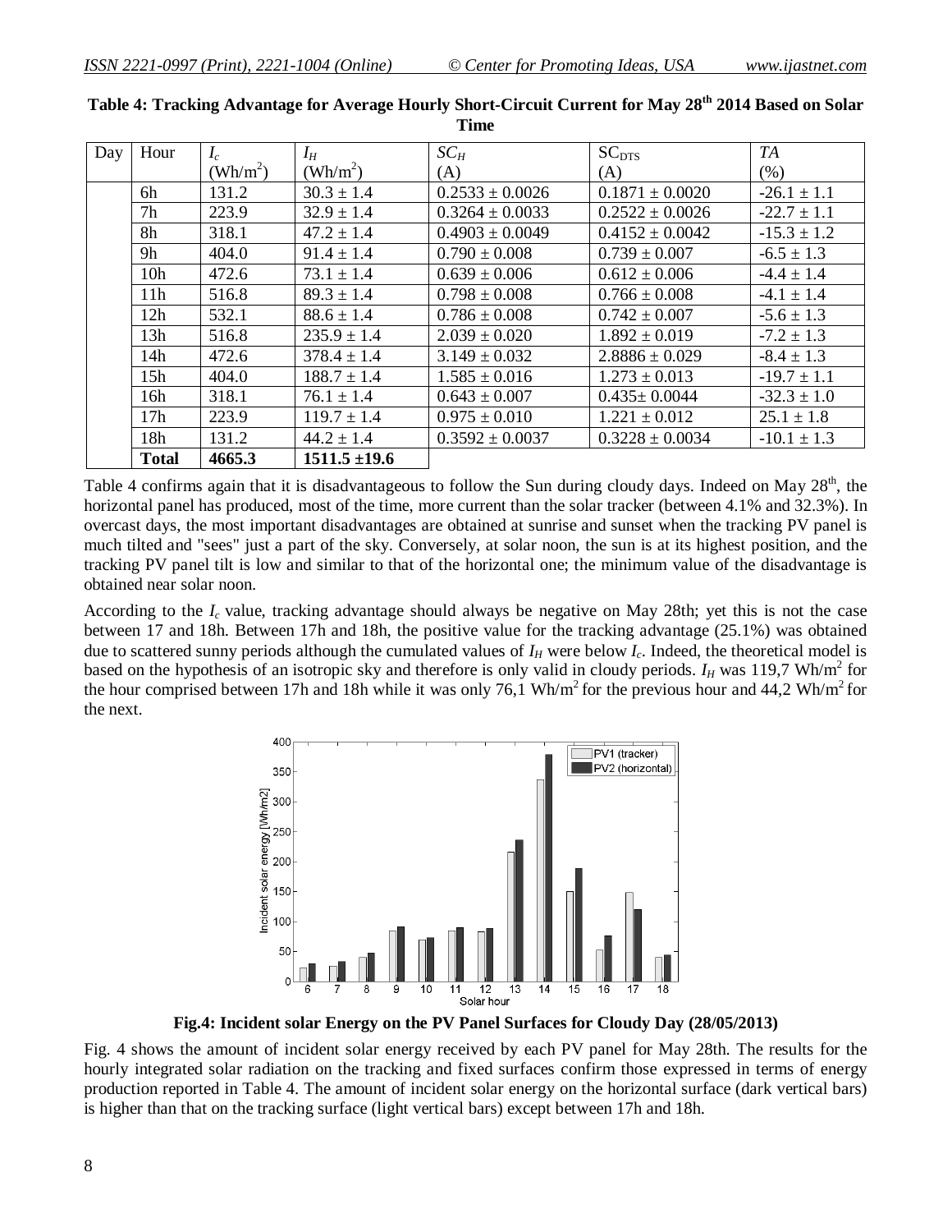**Table 4: Tracking Advantage for Average Hourly Short-Circuit Current for May 28th 2014 Based on Solar Time**

| Day | Hour | $I_c$ (Wh/m$^2$) | $I_H$ (Wh/m$^2$) | $SC_H$ (A) | $SC_{DTS}$ (A) | $TA$ (%) |
|---|---|---|---|---|---|---|
| | 6h | 131.2 | 30.3 ± 1.4 | 0.2533 ± 0.0026 | 0.1871 ± 0.0020 | -26.1 ± 1.1 |
| | 7h | 223.9 | 32.9 ± 1.4 | 0.3264 ± 0.0033 | 0.2522 ± 0.0026 | -22.7 ± 1.1 |
| | 8h | 318.1 | 47.2 ± 1.4 | 0.4903 ± 0.0049 | 0.4152 ± 0.0042 | -15.3 ± 1.2 |
| | 9h | 404.0 | 91.4 ± 1.4 | 0.790 ± 0.008 | 0.739 ± 0.007 | -6.5 ± 1.3 |
| | 10h | 472.6 | 73.1 ± 1.4 | 0.639 ± 0.006 | 0.612 ± 0.006 | -4.4 ± 1.4 |
| | 11h | 516.8 | 89.3 ± 1.4 | 0.798 ± 0.008 | 0.766 ± 0.008 | -4.1 ± 1.4 |
| | 12h | 532.1 | 88.6 ± 1.4 | 0.786 ± 0.008 | 0.742 ± 0.007 | -5.6 ± 1.3 |
| | 13h | 516.8 | 235.9 ± 1.4 | 2.039 ± 0.020 | 1.892 ± 0.019 | -7.2 ± 1.3 |
| | 14h | 472.6 | 378.4 ± 1.4 | 3.149 ± 0.032 | 2.8886 ± 0.029 | -8.4 ± 1.3 |
| | 15h | 404.0 | 188.7 ± 1.4 | 1.585 ± 0.016 | 1.273 ± 0.013 | -19.7 ± 1.1 |
| | 16h | 318.1 | 76.1 ± 1.4 | 0.643 ± 0.007 | 0.435± 0.0044 | -32.3 ± 1.0 |
| | 17h | 223.9 | 119.7 ± 1.4 | 0.975 ± 0.010 | 1.221 ± 0.012 | 25.1 ± 1.8 |
| | 18h | 131.2 | 44.2 ± 1.4 | 0.3592 ± 0.0037 | 0.3228 ± 0.0034 | -10.1 ± 1.3 |
| | **Total** | **4665.3** | **1511.5 ±19.6** | | | |

Table 4 confirms again that it is disadvantageous to follow the Sun during cloudy days. Indeed on May 28th, the horizontal panel has produced, most of the time, more current than the solar tracker (between 4.1% and 32.3%). In overcast days, the most important disadvantages are obtained at sunrise and sunset when the tracking PV panel is much tilted and "sees" just a part of the sky. Conversely, at solar noon, the sun is at its highest position, and the tracking PV panel tilt is low and similar to that of the horizontal one; the minimum value of the disadvantage is obtained near solar noon.

According to the $I_c$ value, tracking advantage should always be negative on May 28th; yet this is not the case between 17 and 18h. Between 17h and 18h, the positive value for the tracking advantage (25.1%) was obtained due to scattered sunny periods although the cumulated values of $I_H$ were below $I_c$. Indeed, the theoretical model is based on the hypothesis of an isotropic sky and therefore is only valid in cloudy periods. $I_H$ was 119,7 Wh/m$^2$ for the hour comprised between 17h and 18h while it was only 76,1 Wh/m$^2$ for the previous hour and 44,2 Wh/m$^2$ for the next.

**Fig.4: Incident solar Energy on the PV Panel Surfaces for Cloudy Day (28/05/2013)**

Fig. 4 shows the amount of incident solar energy received by each PV panel for May 28th. The results for the hourly integrated solar radiation on the tracking and fixed surfaces confirm those expressed in terms of energy production reported in Table 4. The amount of incident solar energy on the horizontal surface (dark vertical bars) is higher than that on the tracking surface (light vertical bars) except between 17h and 18h.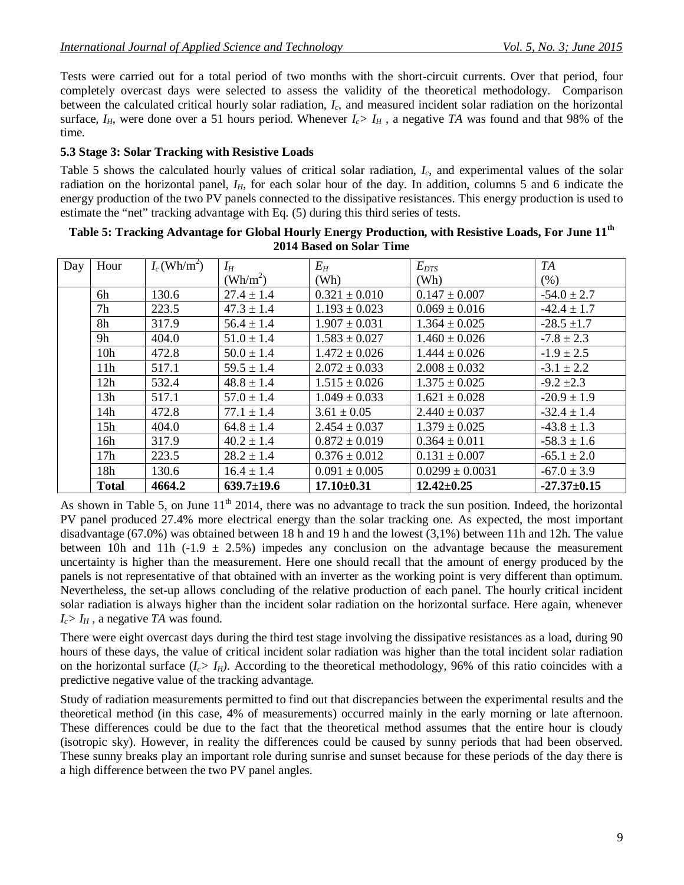Tests were carried out for a total period of two months with the short-circuit currents. Over that period, four completely overcast days were selected to assess the validity of the theoretical methodology. Comparison between the calculated critical hourly solar radiation, $I_c$, and measured incident solar radiation on the horizontal surface, $I_H$, were done over a 51 hours period. Whenever $I_c > I_H$ , a negative *TA* was found and that 98% of the time.

### 5.3 Stage 3: Solar Tracking with Resistive Loads

Table 5 shows the calculated hourly values of critical solar radiation, $I_c$, and experimental values of the solar radiation on the horizontal panel, $I_H$, for each solar hour of the day. In addition, columns 5 and 6 indicate the energy production of the two PV panels connected to the dissipative resistances. This energy production is used to estimate the "net" tracking advantage with Eq. (5) during this third series of tests.

**Table 5: Tracking Advantage for Global Hourly Energy Production, with Resistive Loads, For June 11th 2014 Based on Solar Time**

| Day | Hour | $I_c$ (Wh/m$^2$) | $I_H$ (Wh/m$^2$) | $E_H$ (Wh) | $E_{DTS}$ (Wh) | *TA* (%) |
|---|---|---|---|---|---|---|
| | 6h | 130.6 | 27.4 ± 1.4 | 0.321 ± 0.010 | 0.147 ± 0.007 | -54.0 ± 2.7 |
| | 7h | 223.5 | 47.3 ± 1.4 | 1.193 ± 0.023 | 0.069 ± 0.016 | -42.4 ± 1.7 |
| | 8h | 317.9 | 56.4 ± 1.4 | 1.907 ± 0.031 | 1.364 ± 0.025 | -28.5 ±1.7 |
| | 9h | 404.0 | 51.0 ± 1.4 | 1.583 ± 0.027 | 1.460 ± 0.026 | -7.8 ± 2.3 |
| | 10h | 472.8 | 50.0 ± 1.4 | 1.472 ± 0.026 | 1.444 ± 0.026 | -1.9 ± 2.5 |
| | 11h | 517.1 | 59.5 ± 1.4 | 2.072 ± 0.033 | 2.008 ± 0.032 | -3.1 ± 2.2 |
| | 12h | 532.4 | 48.8 ± 1.4 | 1.515 ± 0.026 | 1.375 ± 0.025 | -9.2 ±2.3 |
| | 13h | 517.1 | 57.0 ± 1.4 | 1.049 ± 0.033 | 1.621 ± 0.028 | -20.9 ± 1.9 |
| | 14h | 472.8 | 77.1 ± 1.4 | 3.61 ± 0.05 | 2.440 ± 0.037 | -32.4 ± 1.4 |
| | 15h | 404.0 | 64.8 ± 1.4 | 2.454 ± 0.037 | 1.379 ± 0.025 | -43.8 ± 1.3 |
| | 16h | 317.9 | 40.2 ± 1.4 | 0.872 ± 0.019 | 0.364 ± 0.011 | -58.3 ± 1.6 |
| | 17h | 223.5 | 28.2 ± 1.4 | 0.376 ± 0.012 | 0.131 ± 0.007 | -65.1 ± 2.0 |
| | 18h | 130.6 | 16.4 ± 1.4 | 0.091 ± 0.005 | 0.0299 ± 0.0031 | -67.0 ± 3.9 |
| | **Total** | **4664.2** | **639.7±19.6** | **17.10±0.31** | **12.42±0.25** | **-27.37±0.15** |

As shown in Table 5, on June 11th 2014, there was no advantage to track the sun position. Indeed, the horizontal PV panel produced 27.4% more electrical energy than the solar tracking one. As expected, the most important disadvantage (67.0%) was obtained between 18 h and 19 h and the lowest (3,1%) between 11h and 12h. The value between 10h and 11h (-1.9 ± 2.5%) impedes any conclusion on the advantage because the measurement uncertainty is higher than the measurement. Here one should recall that the amount of energy produced by the panels is not representative of that obtained with an inverter as the working point is very different than optimum. Nevertheless, the set-up allows concluding of the relative production of each panel. The hourly critical incident solar radiation is always higher than the incident solar radiation on the horizontal surface. Here again, whenever $I_c > I_H$ , a negative *TA* was found.

There were eight overcast days during the third test stage involving the dissipative resistances as a load, during 90 hours of these days, the value of critical incident solar radiation was higher than the total incident solar radiation on the horizontal surface ($I_c > I_H$). According to the theoretical methodology, 96% of this ratio coincides with a predictive negative value of the tracking advantage.

Study of radiation measurements permitted to find out that discrepancies between the experimental results and the theoretical method (in this case, 4% of measurements) occurred mainly in the early morning or late afternoon. These differences could be due to the fact that the theoretical method assumes that the entire hour is cloudy (isotropic sky). However, in reality the differences could be caused by sunny periods that had been observed. These sunny breaks play an important role during sunrise and sunset because for these periods of the day there is a high difference between the two PV panel angles.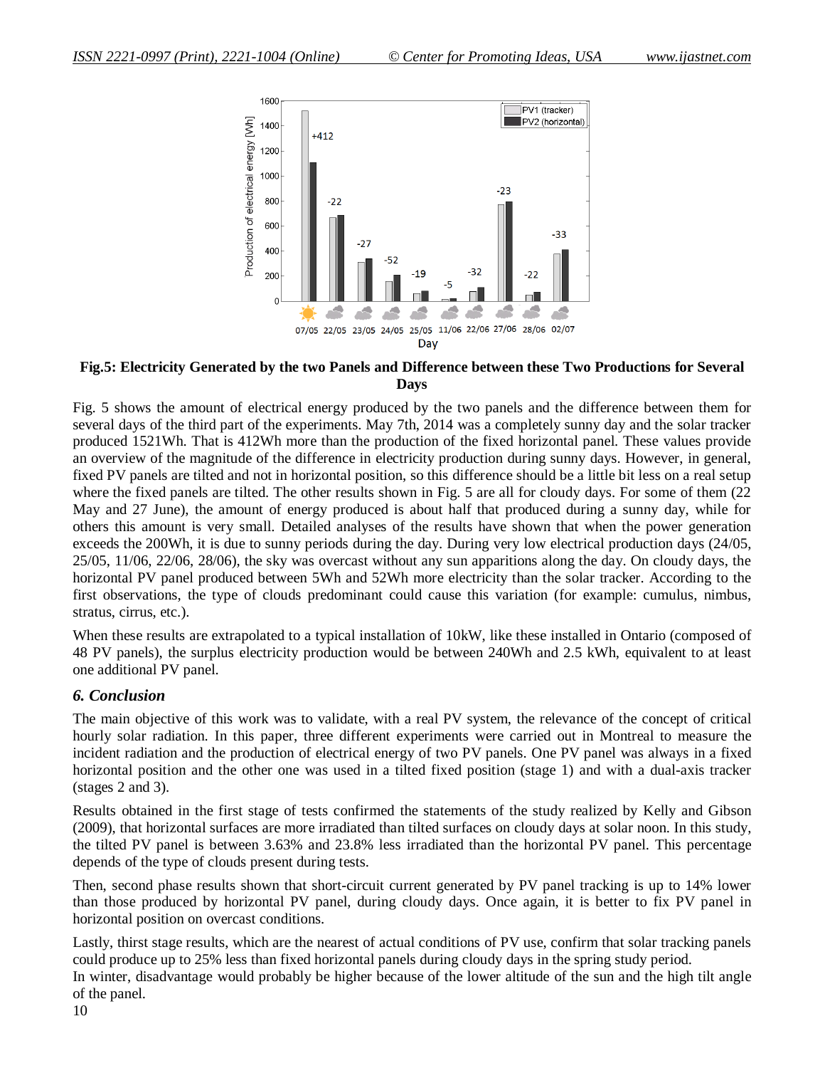**Fig.5: Electricity Generated by the two Panels and Difference between these Two Productions for Several Days**

Fig. 5 shows the amount of electrical energy produced by the two panels and the difference between them for several days of the third part of the experiments. May 7th, 2014 was a completely sunny day and the solar tracker produced 1521Wh. That is 412Wh more than the production of the fixed horizontal panel. These values provide an overview of the magnitude of the difference in electricity production during sunny days. However, in general, fixed PV panels are tilted and not in horizontal position, so this difference should be a little bit less on a real setup where the fixed panels are tilted. The other results shown in Fig. 5 are all for cloudy days. For some of them (22 May and 27 June), the amount of energy produced is about half that produced during a sunny day, while for others this amount is very small. Detailed analyses of the results have shown that when the power generation exceeds the 200Wh, it is due to sunny periods during the day. During very low electrical production days (24/05, 25/05, 11/06, 22/06, 28/06), the sky was overcast without any sun apparitions along the day. On cloudy days, the horizontal PV panel produced between 5Wh and 52Wh more electricity than the solar tracker. According to the first observations, the type of clouds predominant could cause this variation (for example: cumulus, nimbus, stratus, cirrus, etc.).

When these results are extrapolated to a typical installation of 10kW, like these installed in Ontario (composed of 48 PV panels), the surplus electricity production would be between 240Wh and 2.5 kWh, equivalent to at least one additional PV panel.

### *6. Conclusion*

The main objective of this work was to validate, with a real PV system, the relevance of the concept of critical hourly solar radiation. In this paper, three different experiments were carried out in Montreal to measure the incident radiation and the production of electrical energy of two PV panels. One PV panel was always in a fixed horizontal position and the other one was used in a tilted fixed position (stage 1) and with a dual-axis tracker (stages 2 and 3).

Results obtained in the first stage of tests confirmed the statements of the study realized by Kelly and Gibson (2009), that horizontal surfaces are more irradiated than tilted surfaces on cloudy days at solar noon. In this study, the tilted PV panel is between 3.63% and 23.8% less irradiated than the horizontal PV panel. This percentage depends of the type of clouds present during tests.

Then, second phase results shown that short-circuit current generated by PV panel tracking is up to 14% lower than those produced by horizontal PV panel, during cloudy days. Once again, it is better to fix PV panel in horizontal position on overcast conditions.

Lastly, thirst stage results, which are the nearest of actual conditions of PV use, confirm that solar tracking panels could produce up to 25% less than fixed horizontal panels during cloudy days in the spring study period.
In winter, disadvantage would probably be higher because of the lower altitude of the sun and the high tilt angle of the panel.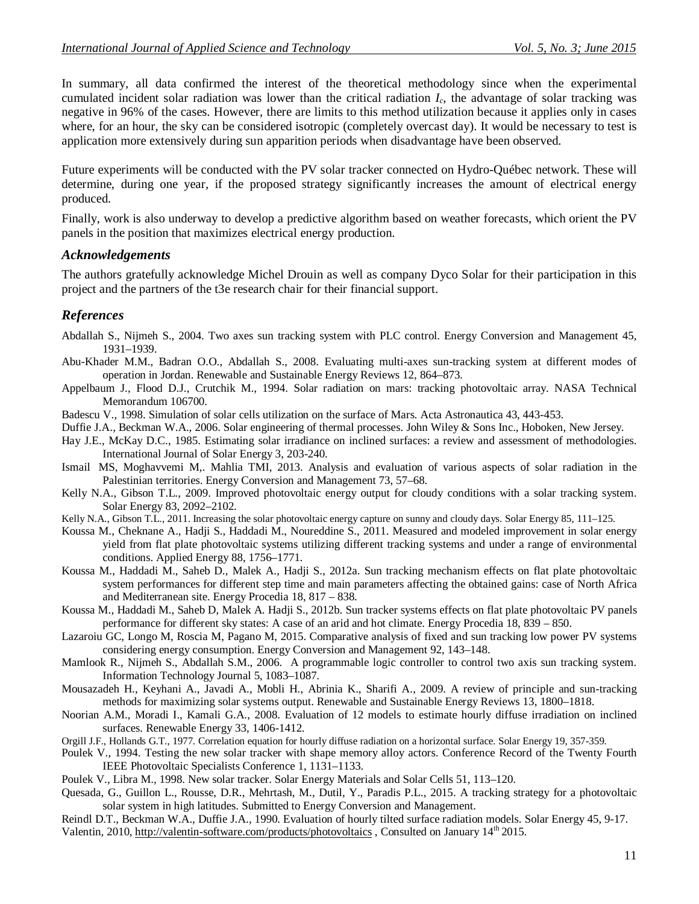In summary, all data confirmed the interest of the theoretical methodology since when the experimental cumulated incident solar radiation was lower than the critical radiation $I_c$, the advantage of solar tracking was negative in 96% of the cases. However, there are limits to this method utilization because it applies only in cases where, for an hour, the sky can be considered isotropic (completely overcast day). It would be necessary to test is application more extensively during sun apparition periods when disadvantage have been observed.

Future experiments will be conducted with the PV solar tracker connected on Hydro-Québec network. These will determine, during one year, if the proposed strategy significantly increases the amount of electrical energy produced.

Finally, work is also underway to develop a predictive algorithm based on weather forecasts, which orient the PV panels in the position that maximizes electrical energy production.

## *Acknowledgements*

The authors gratefully acknowledge Michel Drouin as well as company Dyco Solar for their participation in this project and the partners of the t3e research chair for their financial support.

## *References*

Abdallah S., Nijmeh S., 2004. Two axes sun tracking system with PLC control. Energy Conversion and Management 45, 1931–1939.

Abu-Khader M.M., Badran O.O., Abdallah S., 2008. Evaluating multi-axes sun-tracking system at different modes of operation in Jordan. Renewable and Sustainable Energy Reviews 12, 864–873.

Appelbaum J., Flood D.J., Crutchik M., 1994. Solar radiation on mars: tracking photovoltaic array. NASA Technical Memorandum 106700.

Badescu V., 1998. Simulation of solar cells utilization on the surface of Mars. Acta Astronautica 43, 443-453.

Duffie J.A., Beckman W.A., 2006. Solar engineering of thermal processes. John Wiley & Sons Inc., Hoboken, New Jersey.

Hay J.E., McKay D.C., 1985. Estimating solar irradiance on inclined surfaces: a review and assessment of methodologies. International Journal of Solar Energy 3, 203-240.

Ismail MS, Moghavvemi M,. Mahlia TMI, 2013. Analysis and evaluation of various aspects of solar radiation in the Palestinian territories. Energy Conversion and Management 73, 57–68.

Kelly N.A., Gibson T.L., 2009. Improved photovoltaic energy output for cloudy conditions with a solar tracking system. Solar Energy 83, 2092–2102.

Kelly N.A., Gibson T.L., 2011. Increasing the solar photovoltaic energy capture on sunny and cloudy days. Solar Energy 85, 111–125.

Koussa M., Cheknane A., Hadji S., Haddadi M., Noureddine S., 2011. Measured and modeled improvement in solar energy yield from flat plate photovoltaic systems utilizing different tracking systems and under a range of environmental conditions. Applied Energy 88, 1756–1771.

Koussa M., Haddadi M., Saheb D., Malek A., Hadji S., 2012a. Sun tracking mechanism effects on flat plate photovoltaic system performances for different step time and main parameters affecting the obtained gains: case of North Africa and Mediterranean site. Energy Procedia 18, 817 – 838.

Koussa M., Haddadi M., Saheb D, Malek A. Hadji S., 2012b. Sun tracker systems effects on flat plate photovoltaic PV panels performance for different sky states: A case of an arid and hot climate. Energy Procedia 18, 839 – 850.

Lazaroiu GC, Longo M, Roscia M, Pagano M, 2015. Comparative analysis of fixed and sun tracking low power PV systems considering energy consumption. Energy Conversion and Management 92, 143–148.

Mamlook R., Nijmeh S., Abdallah S.M., 2006. A programmable logic controller to control two axis sun tracking system. Information Technology Journal 5, 1083–1087.

Mousazadeh H., Keyhani A., Javadi A., Mobli H., Abrinia K., Sharifi A., 2009. A review of principle and sun-tracking methods for maximizing solar systems output. Renewable and Sustainable Energy Reviews 13, 1800–1818.

Noorian A.M., Moradi I., Kamali G.A., 2008. Evaluation of 12 models to estimate hourly diffuse irradiation on inclined surfaces. Renewable Energy 33, 1406-1412.

Orgill J.F., Hollands G.T., 1977. Correlation equation for hourly diffuse radiation on a horizontal surface. Solar Energy 19, 357-359.

Poulek V., 1994. Testing the new solar tracker with shape memory alloy actors. Conference Record of the Twenty Fourth IEEE Photovoltaic Specialists Conference 1, 1131–1133.

Poulek V., Libra M., 1998. New solar tracker. Solar Energy Materials and Solar Cells 51, 113–120.

Quesada, G., Guillon L., Rousse, D.R., Mehrtash, M., Dutil, Y., Paradis P.L., 2015. A tracking strategy for a photovoltaic solar system in high latitudes. Submitted to Energy Conversion and Management.

Reindl D.T., Beckman W.A., Duffie J.A., 1990. Evaluation of hourly tilted surface radiation models. Solar Energy 45, 9-17.

Valentin, 2010, http://valentin-software.com/products/photovoltaics , Consulted on January 14th 2015.